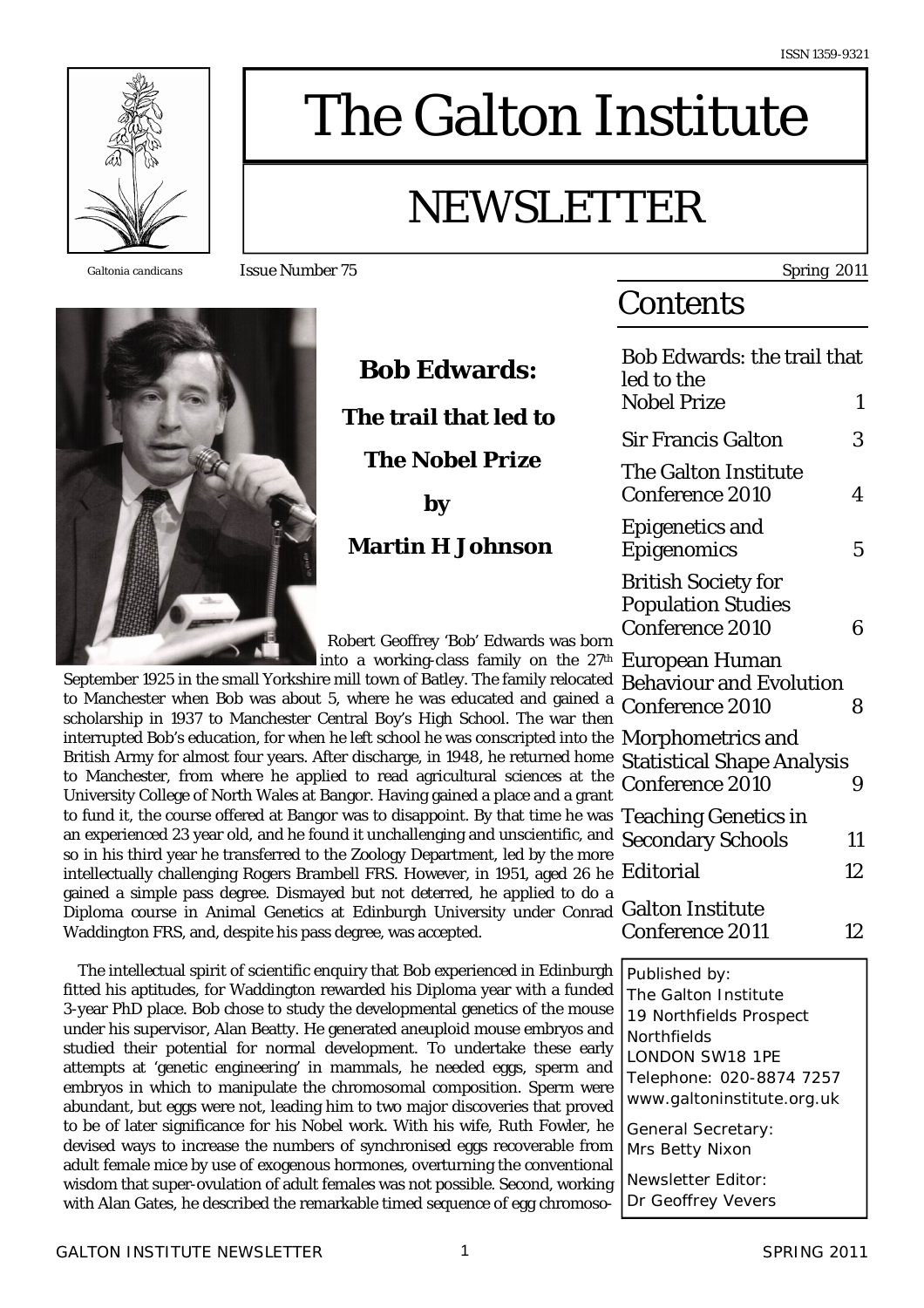ISSN 1359-9321

# The Galton Institute

# NEWSLETTER

*Galtonia candicans*

Issue Number 75 — Spring 2011

## Contents

| | |
|---|---|
| Bob Edwards: the trail that led to the Nobel Prize | 1 |
| Sir Francis Galton | 3 |
| The Galton Institute Conference 2010 | 4 |
| Epigenetics and Epigenomics | 5 |
| British Society for Population Studies Conference 2010 | 6 |
| European Human Behaviour and Evolution Conference 2010 | 8 |
| Morphometrics and Statistical Shape Analysis Conference 2010 | 9 |
| Teaching Genetics in Secondary Schools | 11 |
| Editorial | 12 |
| Galton Institute Conference 2011 | 12 |

Published by:
The Galton Institute
19 Northfields Prospect
Northfields
LONDON SW18 1PE
Telephone: 020-8874 7257
www.galtoninstitute.org.uk

General Secretary:
Mrs Betty Nixon

Newsletter Editor:
Dr Geoffrey Vevers

## Bob Edwards: The trail that led to The Nobel Prize

**by**

**Martin H Johnson**

Robert Geoffrey 'Bob' Edwards was born into a working-class family on the 27th September 1925 in the small Yorkshire mill town of Batley. The family relocated to Manchester when Bob was about 5, where he was educated and gained a scholarship in 1937 to Manchester Central Boy's High School. The war then interrupted Bob's education, for when he left school he was conscripted into the British Army for almost four years. After discharge, in 1948, he returned home to Manchester, from where he applied to read agricultural sciences at the University College of North Wales at Bangor. Having gained a place and a grant to fund it, the course offered at Bangor was to disappoint. By that time he was an experienced 23 year old, and he found it unchallenging and unscientific, and so in his third year he transferred to the Zoology Department, led by the more intellectually challenging Rogers Brambell FRS. However, in 1951, aged 26 he gained a simple pass degree. Dismayed but not deterred, he applied to do a Diploma course in Animal Genetics at Edinburgh University under Conrad Waddington FRS, and, despite his pass degree, was accepted.

The intellectual spirit of scientific enquiry that Bob experienced in Edinburgh fitted his aptitudes, for Waddington rewarded his Diploma year with a funded 3-year PhD place. Bob chose to study the developmental genetics of the mouse under his supervisor, Alan Beatty. He generated aneuploid mouse embryos and studied their potential for normal development. To undertake these early attempts at 'genetic engineering' in mammals, he needed eggs, sperm and embryos in which to manipulate the chromosomal composition. Sperm were abundant, but eggs were not, leading him to two major discoveries that proved to be of later significance for his Nobel work. With his wife, Ruth Fowler, he devised ways to increase the numbers of synchronised eggs recoverable from adult female mice by use of exogenous hormones, overturning the conventional wisdom that super-ovulation of adult females was not possible. Second, working with Alan Gates, he described the remarkable timed sequence of egg chromoso-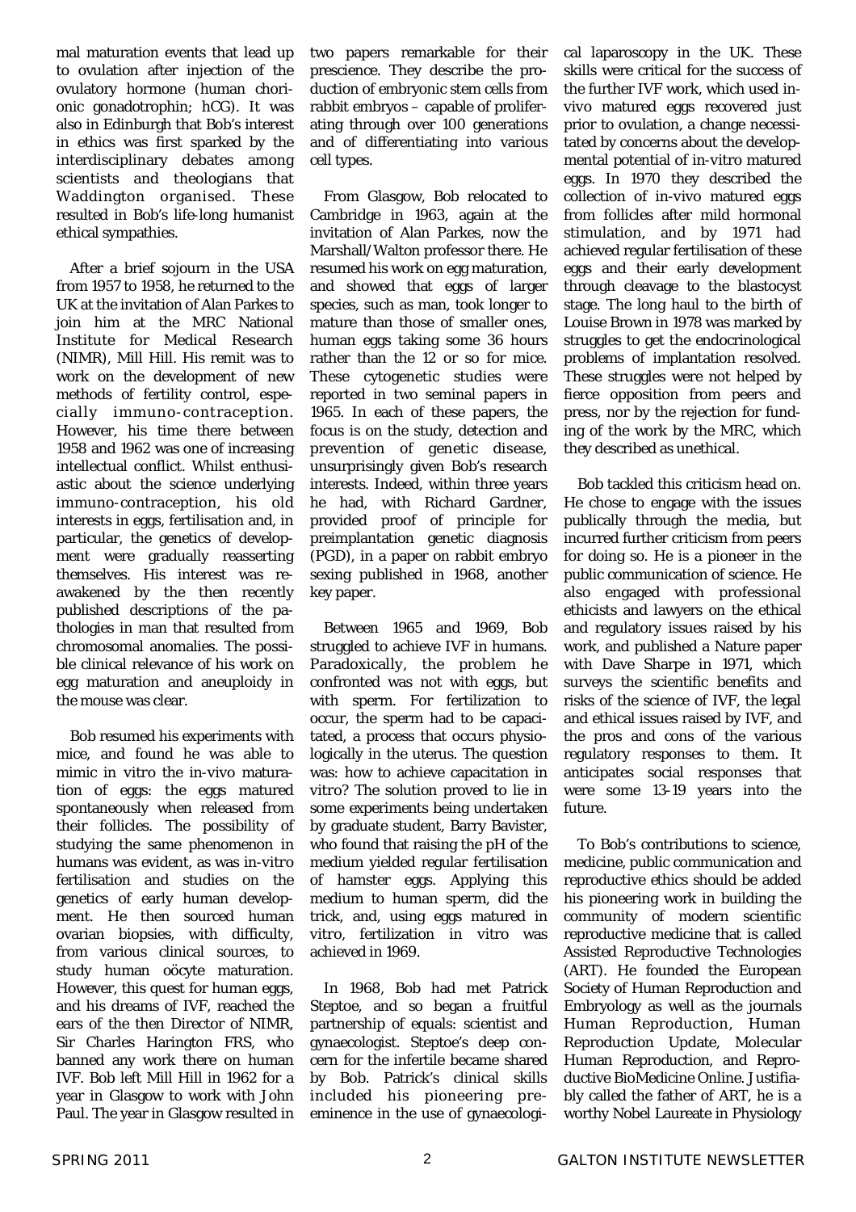mal maturation events that lead up to ovulation after injection of the ovulatory hormone (human chorionic gonadotrophin; hCG). It was also in Edinburgh that Bob's interest in ethics was first sparked by the interdisciplinary debates among scientists and theologians that Waddington organised. These resulted in Bob's life-long humanist ethical sympathies.

After a brief sojourn in the USA from 1957 to 1958, he returned to the UK at the invitation of Alan Parkes to join him at the MRC National Institute for Medical Research (NIMR), Mill Hill. His remit was to work on the development of new methods of fertility control, especially immuno-contraception. However, his time there between 1958 and 1962 was one of increasing intellectual conflict. Whilst enthusiastic about the science underlying immuno-contraception, his old interests in eggs, fertilisation and, in particular, the genetics of development were gradually reasserting themselves. His interest was reawakened by the then recently published descriptions of the pathologies in man that resulted from chromosomal anomalies. The possible clinical relevance of his work on egg maturation and aneuploidy in the mouse was clear.

Bob resumed his experiments with mice, and found he was able to mimic in vitro the in-vivo maturation of eggs: the eggs matured spontaneously when released from their follicles. The possibility of studying the same phenomenon in humans was evident, as was in-vitro fertilisation and studies on the genetics of early human development. He then sourced human ovarian biopsies, with difficulty, from various clinical sources, to study human oöcyte maturation. However, this quest for human eggs, and his dreams of IVF, reached the ears of the then Director of NIMR, Sir Charles Harington FRS, who banned any work there on human IVF. Bob left Mill Hill in 1962 for a year in Glasgow to work with John Paul. The year in Glasgow resulted in two papers remarkable for their prescience. They describe the production of embryonic stem cells from rabbit embryos – capable of proliferating through over 100 generations and of differentiating into various cell types.

From Glasgow, Bob relocated to Cambridge in 1963, again at the invitation of Alan Parkes, now the Marshall/Walton professor there. He resumed his work on egg maturation, and showed that eggs of larger species, such as man, took longer to mature than those of smaller ones, human eggs taking some 36 hours rather than the 12 or so for mice. These cytogenetic studies were reported in two seminal papers in 1965. In each of these papers, the focus is on the study, detection and prevention of genetic disease, unsurprisingly given Bob's research interests. Indeed, within three years he had, with Richard Gardner, provided proof of principle for preimplantation genetic diagnosis (PGD), in a paper on rabbit embryo sexing published in 1968, another key paper.

Between 1965 and 1969, Bob struggled to achieve IVF in humans. Paradoxically, the problem he confronted was not with eggs, but with sperm. For fertilization to occur, the sperm had to be capacitated, a process that occurs physiologically in the uterus. The question was: how to achieve capacitation in vitro? The solution proved to lie in some experiments being undertaken by graduate student, Barry Bavister, who found that raising the pH of the medium yielded regular fertilisation of hamster eggs. Applying this medium to human sperm, did the trick, and, using eggs matured in vitro, fertilization in vitro was achieved in 1969.

In 1968, Bob had met Patrick Steptoe, and so began a fruitful partnership of equals: scientist and gynaecologist. Steptoe's deep concern for the infertile became shared by Bob. Patrick's clinical skills included his pioneering pre-eminence in the use of gynaecological laparoscopy in the UK. These skills were critical for the success of the further IVF work, which used in-vivo matured eggs recovered just prior to ovulation, a change necessitated by concerns about the developmental potential of in-vitro matured eggs. In 1970 they described the collection of in-vivo matured eggs from follicles after mild hormonal stimulation, and by 1971 had achieved regular fertilisation of these eggs and their early development through cleavage to the blastocyst stage. The long haul to the birth of Louise Brown in 1978 was marked by struggles to get the endocrinological problems of implantation resolved. These struggles were not helped by fierce opposition from peers and press, nor by the rejection for funding of the work by the MRC, which they described as unethical.

Bob tackled this criticism head on. He chose to engage with the issues publically through the media, but incurred further criticism from peers for doing so. He is a pioneer in the public communication of science. He also engaged with professional ethicists and lawyers on the ethical and regulatory issues raised by his work, and published a Nature paper with Dave Sharpe in 1971, which surveys the scientific benefits and risks of the science of IVF, the legal and ethical issues raised by IVF, and the pros and cons of the various regulatory responses to them. It anticipates social responses that were some 13-19 years into the future.

To Bob's contributions to science, medicine, public communication and reproductive ethics should be added his pioneering work in building the community of modern scientific reproductive medicine that is called Assisted Reproductive Technologies (ART). He founded the European Society of Human Reproduction and Embryology as well as the journals Human Reproduction, Human Reproduction Update, Molecular Human Reproduction, and Reproductive BioMedicine Online. Justifiably called the father of ART, he is a worthy Nobel Laureate in Physiology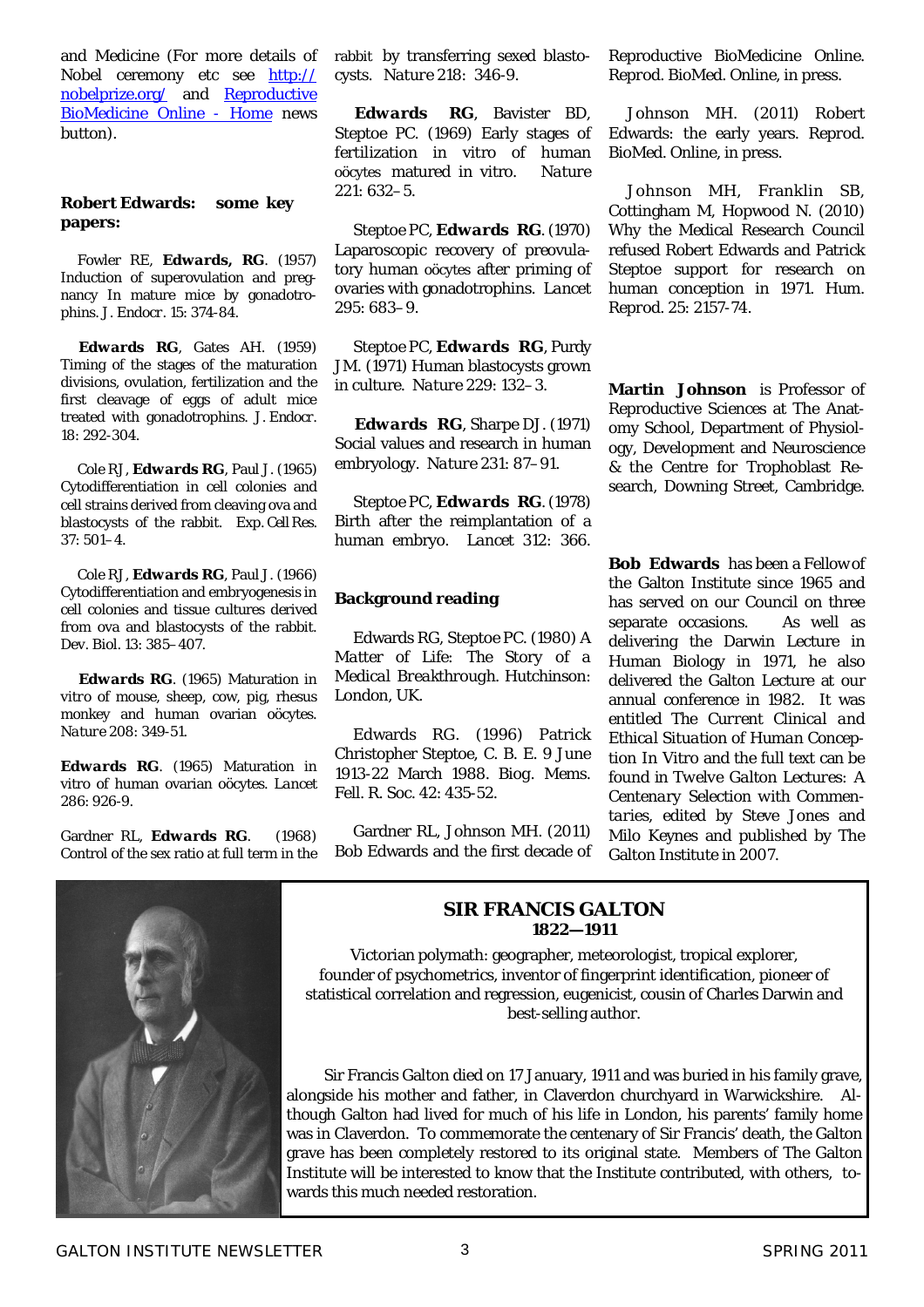and Medicine (For more details of Nobel ceremony etc see [http://nobelprize.org/](http://nobelprize.org/) and [Reproductive BioMedicine Online - Home](#) news button).

**Robert Edwards: some key papers:**

Fowler RE, **Edwards, RG**. (1957) Induction of superovulation and pregnancy In mature mice by gonadotrophins. *J. Endocr.* 15: 374-84.

**Edwards RG**, Gates AH. (1959) Timing of the stages of the maturation divisions, ovulation, fertilization and the first cleavage of eggs of adult mice treated with gonadotrophins. *J. Endocr.* 18: 292-304.

Cole RJ, **Edwards RG**, Paul J. (1965) Cytodifferentiation in cell colonies and cell strains derived from cleaving ova and blastocysts of the rabbit. *Exp. Cell Res.* 37: 501–4.

Cole RJ, **Edwards RG**, Paul J. (1966) Cytodifferentiation and embryogenesis in cell colonies and tissue cultures derived from ova and blastocysts of the rabbit. *Dev. Biol.* 13: 385–407.

**Edwards RG**. (1965) Maturation in vitro of mouse, sheep, cow, pig, rhesus monkey and human ovarian oöcytes. *Nature* 208: 349-51.

**Edwards RG**. (1965) Maturation in vitro of human ovarian oöcytes. *Lancet* 286: 926-9.

Gardner RL, **Edwards RG**. (1968) Control of the sex ratio at full term in the rabbit by transferring sexed blastocysts. *Nature* 218: 346-9.

**Edwards RG**, Bavister BD, Steptoe PC. (1969) Early stages of fertilization in vitro of human oöcytes matured in vitro. *Nature* 221: 632–5.

Steptoe PC, **Edwards RG**. (1970) Laparoscopic recovery of preovulatory human oöcytes after priming of ovaries with gonadotrophins. *Lancet* 295: 683–9.

Steptoe PC, **Edwards RG**, Purdy JM. (1971) Human blastocysts grown in culture. *Nature* 229: 132–3.

**Edwards RG**, Sharpe DJ. (1971) Social values and research in human embryology. *Nature* 231: 87–91.

Steptoe PC, **Edwards RG**. (1978) Birth after the reimplantation of a human embryo. *Lancet* 312: 366.

**Background reading**

Edwards RG, Steptoe PC. (1980) *A Matter of Life: The Story of a Medical Breakthrough.* Hutchinson: London, UK.

Edwards RG. (1996) Patrick Christopher Steptoe, C. B. E. 9 June 1913-22 March 1988. *Biog. Mems. Fell. R. Soc.* 42: 435-52.

Gardner RL, Johnson MH. (2011) Bob Edwards and the first decade of Reproductive BioMedicine Online. *Reprod. BioMed. Online*, in press.

Johnson MH. (2011) Robert Edwards: the early years. *Reprod. BioMed. Online*, in press.

Johnson MH, Franklin SB, Cottingham M, Hopwood N. (2010) Why the Medical Research Council refused Robert Edwards and Patrick Steptoe support for research on human conception in 1971. *Hum. Reprod.* 25: 2157-74.

**Martin Johnson** is Professor of Reproductive Sciences at The Anatomy School, Department of Physiology, Development and Neuroscience & the Centre for Trophoblast Research, Downing Street, Cambridge.

**Bob Edwards** has been a Fellow of the Galton Institute since 1965 and has served on our Council on three separate occasions. As well as delivering the Darwin Lecture in Human Biology in 1971, he also delivered the Galton Lecture at our annual conference in 1982. It was entitled *The Current Clinical and Ethical Situation of Human Conception In Vitro* and the full text can be found in *Twelve Galton Lectures: A Centenary Selection with Commentaries*, edited by Steve Jones and Milo Keynes and published by The Galton Institute in 2007.

## SIR FRANCIS GALTON
**1822—1911**

Victorian polymath: geographer, meteorologist, tropical explorer, founder of psychometrics, inventor of fingerprint identification, pioneer of statistical correlation and regression, eugenicist, cousin of Charles Darwin and best-selling author.

Sir Francis Galton died on 17 January, 1911 and was buried in his family grave, alongside his mother and father, in Claverdon churchyard in Warwickshire. Although Galton had lived for much of his life in London, his parents' family home was in Claverdon. To commemorate the centenary of Sir Francis' death, the Galton grave has been completely restored to its original state. Members of The Galton Institute will be interested to know that the Institute contributed, with others, towards this much needed restoration.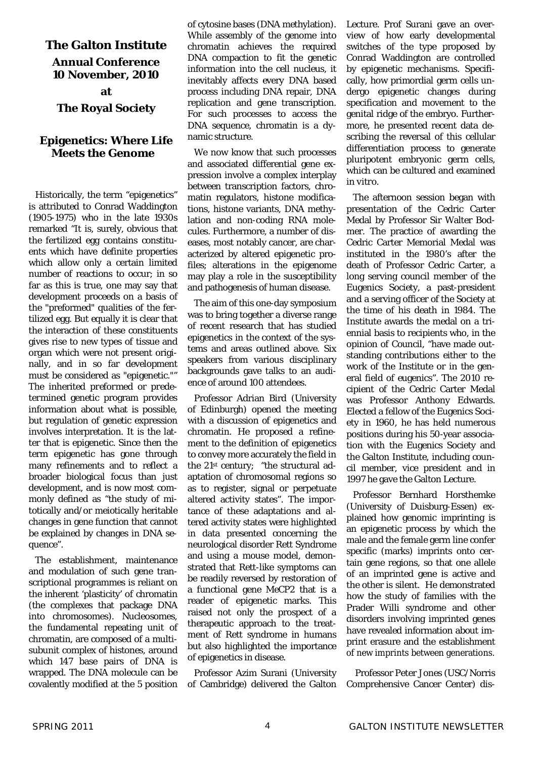# The Galton Institute

## Annual Conference 10 November, 2010

## at

## The Royal Society

## Epigenetics: Where Life Meets the Genome

Historically, the term "epigenetics" is attributed to Conrad Waddington (1905-1975) who in the late 1930s remarked "It is, surely, obvious that the fertilized egg contains constituents which have definite properties which allow only a certain limited number of reactions to occur; in so far as this is true, one may say that development proceeds on a basis of the "preformed" qualities of the fertilized egg. But equally it is clear that the interaction of these constituents gives rise to new types of tissue and organ which were not present originally, and in so far development must be considered as "epigenetic."" The inherited preformed or predetermined genetic program provides information about what is possible, but regulation of genetic expression involves interpretation. It is the latter that is epigenetic. Since then the term epigenetic has gone through many refinements and to reflect a broader biological focus than just development, and is now most commonly defined as "the study of mitotically and/or meiotically heritable changes in gene function that cannot be explained by changes in DNA sequence".

The establishment, maintenance and modulation of such gene transcriptional programmes is reliant on the inherent 'plasticity' of chromatin (the complexes that package DNA into chromosomes). Nucleosomes, the fundamental repeating unit of chromatin, are composed of a multi-subunit complex of histones, around which 147 base pairs of DNA is wrapped. The DNA molecule can be covalently modified at the 5 position of cytosine bases (DNA methylation). While assembly of the genome into chromatin achieves the required DNA compaction to fit the genetic information into the cell nucleus, it inevitably affects every DNA based process including DNA repair, DNA replication and gene transcription. For such processes to access the DNA sequence, chromatin is a dynamic structure.

We now know that such processes and associated differential gene expression involve a complex interplay between transcription factors, chromatin regulators, histone modifications, histone variants, DNA methylation and non-coding RNA molecules. Furthermore, a number of diseases, most notably cancer, are characterized by altered epigenetic profiles; alterations in the epigenome may play a role in the susceptibility and pathogenesis of human disease.

The aim of this one-day symposium was to bring together a diverse range of recent research that has studied epigenetics in the context of the systems and areas outlined above. Six speakers from various disciplinary backgrounds gave talks to an audience of around 100 attendees.

Professor Adrian Bird (University of Edinburgh) opened the meeting with a discussion of epigenetics and chromatin. He proposed a refinement to the definition of epigenetics to convey more accurately the field in the 21st century; "the structural adaptation of chromosomal regions so as to register, signal or perpetuate altered activity states". The importance of these adaptations and altered activity states were highlighted in data presented concerning the neurological disorder Rett Syndrome and using a mouse model, demonstrated that Rett-like symptoms can be readily reversed by restoration of a functional gene MeCP2 that is a reader of epigenetic marks. This raised not only the prospect of a therapeutic approach to the treatment of Rett syndrome in humans but also highlighted the importance of epigenetics in disease.

Professor Azim Surani (University of Cambridge) delivered the Galton Lecture. Prof Surani gave an overview of how early developmental switches of the type proposed by Conrad Waddington are controlled by epigenetic mechanisms. Specifically, how primordial germ cells undergo epigenetic changes during specification and movement to the genital ridge of the embryo. Furthermore, he presented recent data describing the reversal of this cellular differentiation process to generate pluripotent embryonic germ cells, which can be cultured and examined in vitro.

The afternoon session began with presentation of the Cedric Carter Medal by Professor Sir Walter Bodmer. The practice of awarding the Cedric Carter Memorial Medal was instituted in the 1980's after the death of Professor Cedric Carter, a long serving council member of the Eugenics Society, a past-president and a serving officer of the Society at the time of his death in 1984. The Institute awards the medal on a triennial basis to recipients who, in the opinion of Council, "have made outstanding contributions either to the work of the Institute or in the general field of eugenics". The 2010 recipient of the Cedric Carter Medal was Professor Anthony Edwards. Elected a fellow of the Eugenics Society in 1960, he has held numerous positions during his 50-year association with the Eugenics Society and the Galton Institute, including council member, vice president and in 1997 he gave the Galton Lecture.

Professor Bernhard Horsthemke (University of Duisburg-Essen) explained how genomic imprinting is an epigenetic process by which the male and the female germ line confer specific (marks) imprints onto certain gene regions, so that one allele of an imprinted gene is active and the other is silent. He demonstrated how the study of families with the Prader Willi syndrome and other disorders involving imprinted genes have revealed information about imprint erasure and the establishment of new imprints between generations.

Professor Peter Jones (USC/Norris Comprehensive Cancer Center) dis-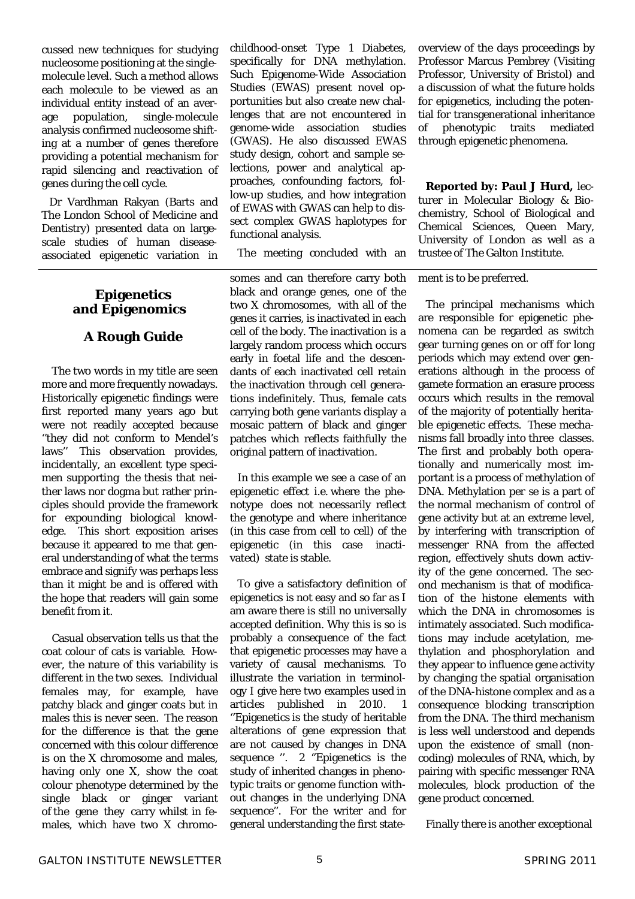cussed new techniques for studying nucleosome positioning at the single-molecule level. Such a method allows each molecule to be viewed as an individual entity instead of an average population, single-molecule analysis confirmed nucleosome shifting at a number of genes therefore providing a potential mechanism for rapid silencing and reactivation of genes during the cell cycle.

Dr Vardhman Rakyan (Barts and The London School of Medicine and Dentistry) presented data on large-scale studies of human disease-associated epigenetic variation in childhood-onset Type 1 Diabetes, specifically for DNA methylation. Such Epigenome-Wide Association Studies (EWAS) present novel opportunities but also create new challenges that are not encountered in genome-wide association studies (GWAS). He also discussed EWAS study design, cohort and sample selections, power and analytical approaches, confounding factors, follow-up studies, and how integration of EWAS with GWAS can help to dissect complex GWAS haplotypes for functional analysis.

The meeting concluded with an overview of the days proceedings by Professor Marcus Pembrey (Visiting Professor, University of Bristol) and a discussion of what the future holds for epigenetics, including the potential for transgenerational inheritance of phenotypic traits mediated through epigenetic phenomena.

**Reported by: Paul J Hurd,** lecturer in Molecular Biology & Biochemistry, School of Biological and Chemical Sciences, Queen Mary, University of London as well as a trustee of The Galton Institute.

---

## Epigenetics and Epigenomics

## A Rough Guide

The two words in my title are seen more and more frequently nowadays. Historically epigenetic findings were first reported many years ago but were not readily accepted because "they did not conform to Mendel's laws" This observation provides, incidentally, an excellent type specimen supporting the thesis that neither laws nor dogma but rather principles should provide the framework for expounding biological knowledge. This short exposition arises because it appeared to me that general understanding of what the terms embrace and signify was perhaps less than it might be and is offered with the hope that readers will gain some benefit from it.

Casual observation tells us that the coat colour of cats is variable. However, the nature of this variability is different in the two sexes. Individual females may, for example, have patchy black and ginger coats but in males this is never seen. The reason for the difference is that the gene concerned with this colour difference is on the X chromosome and males, having only one X, show the coat colour phenotype determined by the single black or ginger variant of the gene they carry whilst in females, which have two X chromosomes and can therefore carry both black and orange genes, one of the two X chromosomes, with all of the genes it carries, is inactivated in each cell of the body. The inactivation is a largely random process which occurs early in foetal life and the descendants of each inactivated cell retain the inactivation through cell generations indefinitely. Thus, female cats carrying both gene variants display a mosaic pattern of black and ginger patches which reflects faithfully the original pattern of inactivation.

In this example we see a case of an epigenetic effect i.e. where the phenotype does not necessarily reflect the genotype and where inheritance (in this case from cell to cell) of the epigenetic (in this case inactivated) state is stable.

To give a satisfactory definition of epigenetics is not easy and so far as I am aware there is still no universally accepted definition. Why this is so is probably a consequence of the fact that epigenetic processes may have a variety of causal mechanisms. To illustrate the variation in terminology I give here two examples used in articles published in 2010. 1 "Epigenetics is the study of heritable alterations of gene expression that are not caused by changes in DNA sequence ". 2 "Epigenetics is the study of inherited changes in phenotypic traits or genome function without changes in the underlying DNA sequence". For the writer and for general understanding the first statement is to be preferred.

The principal mechanisms which are responsible for epigenetic phenomena can be regarded as switch gear turning genes on or off for long periods which may extend over generations although in the process of gamete formation an erasure process occurs which results in the removal of the majority of potentially heritable epigenetic effects. These mechanisms fall broadly into three classes. The first and probably both operationally and numerically most important is a process of methylation of DNA. Methylation per se is a part of the normal mechanism of control of gene activity but at an extreme level, by interfering with transcription of messenger RNA from the affected region, effectively shuts down activity of the gene concerned. The second mechanism is that of modification of the histone elements with which the DNA in chromosomes is intimately associated. Such modifications may include acetylation, methylation and phosphorylation and they appear to influence gene activity by changing the spatial organisation of the DNA-histone complex and as a consequence blocking transcription from the DNA. The third mechanism is less well understood and depends upon the existence of small (non-coding) molecules of RNA, which, by pairing with specific messenger RNA molecules, block production of the gene product concerned.

Finally there is another exceptional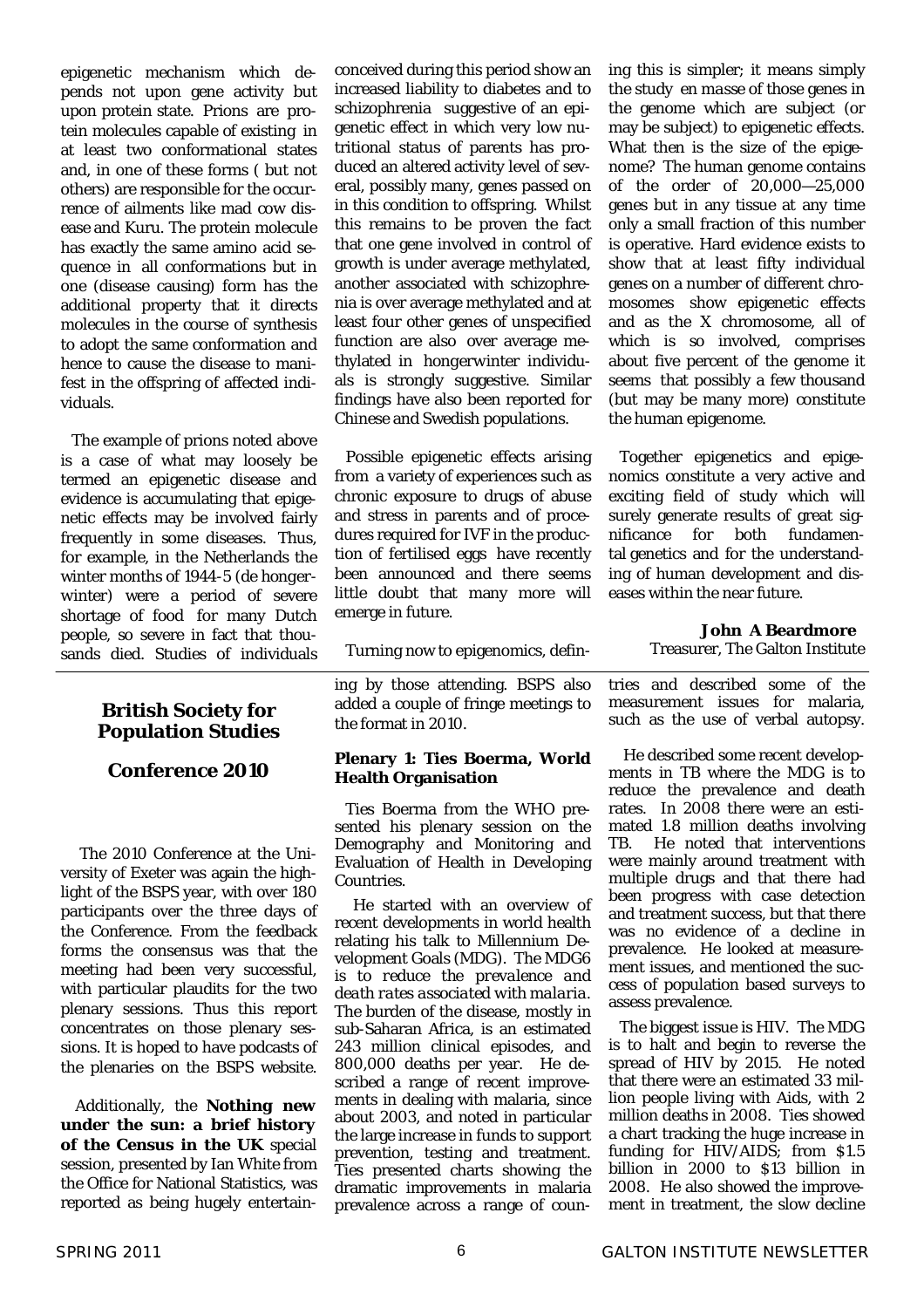epigenetic mechanism which depends not upon gene activity but upon protein state. Prions are protein molecules capable of existing in at least two conformational states and, in one of these forms ( but not others) are responsible for the occurrence of ailments like mad cow disease and Kuru. The protein molecule has exactly the same amino acid sequence in all conformations but in one (disease causing) form has the additional property that it directs molecules in the course of synthesis to adopt the same conformation and hence to cause the disease to manifest in the offspring of affected individuals.

The example of prions noted above is a case of what may loosely be termed an epigenetic disease and evidence is accumulating that epigenetic effects may be involved fairly frequently in some diseases. Thus, for example, in the Netherlands the winter months of 1944-5 (de hongerwinter) were a period of severe shortage of food for many Dutch people, so severe in fact that thousands died. Studies of individuals conceived during this period show an increased liability to diabetes and to schizophrenia suggestive of an epigenetic effect in which very low nutritional status of parents has produced an altered activity level of several, possibly many, genes passed on in this condition to offspring. Whilst this remains to be proven the fact that one gene involved in control of growth is under average methylated, another associated with schizophrenia is over average methylated and at least four other genes of unspecified function are also over average methylated in hongerwinter individuals is strongly suggestive. Similar findings have also been reported for Chinese and Swedish populations.

Possible epigenetic effects arising from a variety of experiences such as chronic exposure to drugs of abuse and stress in parents and of procedures required for IVF in the production of fertilised eggs have recently been announced and there seems little doubt that many more will emerge in future.

Turning now to epigenomics, defining this is simpler; it means simply the study *en masse* of those genes in the genome which are subject (or may be subject) to epigenetic effects. What then is the size of the epigenome? The human genome contains of the order of 20,000—25,000 genes but in any tissue at any time only a small fraction of this number is operative. Hard evidence exists to show that at least fifty individual genes on a number of different chromosomes show epigenetic effects and as the X chromosome, all of which is so involved, comprises about five percent of the genome it seems that possibly a few thousand (but may be many more) constitute the human epigenome.

Together epigenetics and epigenomics constitute a very active and exciting field of study which will surely generate results of great significance for both fundamental genetics and for the understanding of human development and diseases within the near future.

**John A Beardmore**
Treasurer, The Galton Institute

## British Society for Population Studies

## Conference 2010

The 2010 Conference at the University of Exeter was again the highlight of the BSPS year, with over 180 participants over the three days of the Conference. From the feedback forms the consensus was that the meeting had been very successful, with particular plaudits for the two plenary sessions. Thus this report concentrates on those plenary sessions. It is hoped to have podcasts of the plenaries on the BSPS website.

Additionally, the **Nothing new under the sun: a brief history of the Census in the UK** special session, presented by Ian White from the Office for National Statistics, was reported as being hugely entertaining by those attending. BSPS also added a couple of fringe meetings to the format in 2010.

### Plenary 1: Ties Boerma, World Health Organisation

Ties Boerma from the WHO presented his plenary session on the Demography and Monitoring and Evaluation of Health in Developing Countries.

He started with an overview of recent developments in world health relating his talk to Millennium Development Goals (MDG). The MDG6 *is to reduce the prevalence and death rates associated with malaria.* The burden of the disease, mostly in sub-Saharan Africa, is an estimated 243 million clinical episodes, and 800,000 deaths per year. He described a range of recent improvements in dealing with malaria, since about 2003, and noted in particular the large increase in funds to support prevention, testing and treatment. Ties presented charts showing the dramatic improvements in malaria prevalence across a range of countries and described some of the measurement issues for malaria, such as the use of verbal autopsy.

He described some recent developments in TB where the MDG is to reduce the prevalence and death rates. In 2008 there were an estimated 1.8 million deaths involving TB. He noted that interventions were mainly around treatment with multiple drugs and that there had been progress with case detection and treatment success, but that there was no evidence of a decline in prevalence. He looked at measurement issues, and mentioned the success of population based surveys to assess prevalence.

The biggest issue is HIV. The MDG is to halt and begin to reverse the spread of HIV by 2015. He noted that there were an estimated 33 million people living with Aids, with 2 million deaths in 2008. Ties showed a chart tracking the huge increase in funding for HIV/AIDS; from $1.5 billion in 2000 to $13 billion in 2008. He also showed the improvement in treatment, the slow decline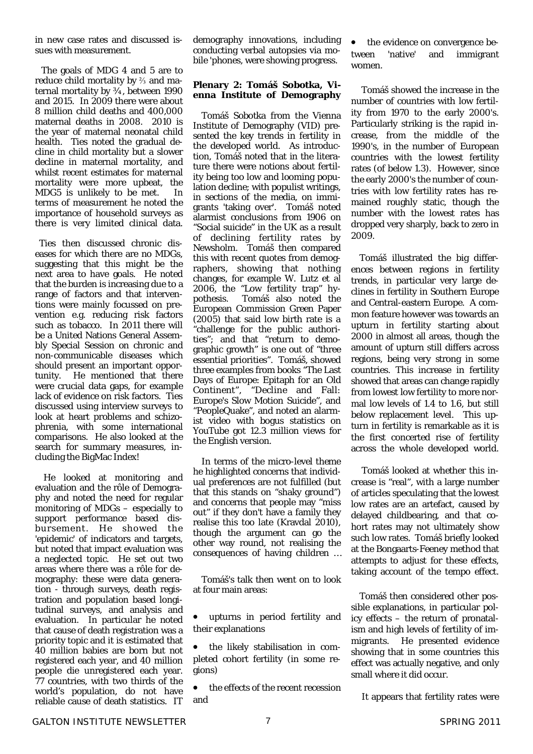in new case rates and discussed issues with measurement.

The goals of MDG 4 and 5 are to reduce child mortality by ⅔ and maternal mortality by ¾, between 1990 and 2015. In 2009 there were about 8 million child deaths and 400,000 maternal deaths in 2008. 2010 is the year of maternal neonatal child health. Ties noted the gradual decline in child mortality but a slower decline in maternal mortality, and whilst recent estimates for maternal mortality were more upbeat, the MDG5 is unlikely to be met. In terms of measurement he noted the importance of household surveys as there is very limited clinical data.

Ties then discussed chronic diseases for which there are no MDGs, suggesting that this might be the next area to have goals. He noted that the burden is increasing due to a range of factors and that interventions were mainly focussed on prevention e.g. reducing risk factors such as tobacco. In 2011 there will be a United Nations General Assembly Special Session on chronic and non-communicable diseases which should present an important opportunity. He mentioned that there were crucial data gaps, for example lack of evidence on risk factors. Ties discussed using interview surveys to look at heart problems and schizophrenia, with some international comparisons. He also looked at the search for summary measures, including the BigMac Index!

He looked at monitoring and evaluation and the rôle of Demography and noted the need for regular monitoring of MDGs – especially to support performance based disbursement. He showed the 'epidemic' of indicators and targets, but noted that impact evaluation was a neglected topic. He set out two areas where there was a rôle for demography: these were data generation - through surveys, death registration and population based longitudinal surveys, and analysis and evaluation. In particular he noted that cause of death registration was a priority topic and it is estimated that 40 million babies are born but not registered each year, and 40 million people die unregistered each year. 77 countries, with two thirds of the world's population, do not have reliable cause of death statistics. IT demography innovations, including conducting verbal autopsies via mobile 'phones, were showing progress.

### Plenary 2: Tomáš Sobotka, Vienna Institute of Demography

Tomáš Sobotka from the Vienna Institute of Demography (VID) presented the key trends in fertility in the developed world. As introduction, Tomáš noted that in the literature there were notions about fertility being too low and looming population decline; with populist writings, in sections of the media, on immigrants 'taking over'. Tomáš noted alarmist conclusions from 1906 on "Social suicide" in the UK as a result of declining fertility rates by Newsholm. Tomáš then compared this with recent quotes from demographers, showing that nothing changes, for example W. Lutz et al 2006, the "Low fertility trap" hypothesis. Tomáš also noted the European Commission Green Paper (2005) that said low birth rate is a "challenge for the public authorities"; and that "return to demographic growth" is one out of "three essential priorities". Tomáš, showed three examples from books "The Last Days of Europe: Epitaph for an Old Continent", "Decline and Fall: Europe's Slow Motion Suicide", and "PeopleQuake", and noted an alarmist video with bogus statistics on YouTube got 12.3 million views for the English version.

In terms of the micro-level theme he highlighted concerns that individual preferences are not fulfilled (but that this stands on "shaky ground") and concerns that people may "miss out" if they don't have a family they realise this too late (Kravdal 2010), though the argument can go the other way round, not realising the consequences of having children …

Tomáš's talk then went on to look at four main areas:

- upturns in period fertility and their explanations
- the likely stabilisation in completed cohort fertility (in some regions)
- the effects of the recent recession and
- the evidence on convergence between 'native' and immigrant women.

Tomáš showed the increase in the number of countries with low fertility from 1970 to the early 2000's. Particularly striking is the rapid increase, from the middle of the 1990's, in the number of European countries with the lowest fertility rates (of below 1.3). However, since the early 2000's the number of countries with low fertility rates has remained roughly static, though the number with the lowest rates has dropped very sharply, back to zero in 2009.

Tomáš illustrated the big differences between regions in fertility trends, in particular very large declines in fertility in Southern Europe and Central-eastern Europe. A common feature however was towards an upturn in fertility starting about 2000 in almost all areas, though the amount of upturn still differs across regions, being very strong in some countries. This increase in fertility showed that areas can change rapidly from lowest low fertility to more normal low levels of 1.4 to 1.6, but still below replacement level. This upturn in fertility is remarkable as it is the first concerted rise of fertility across the whole developed world.

Tomáš looked at whether this increase is "real", with a large number of articles speculating that the lowest low rates are an artefact, caused by delayed childbearing, and that cohort rates may not ultimately show such low rates. Tomáš briefly looked at the Bongaarts-Feeney method that attempts to adjust for these effects, taking account of the tempo effect.

Tomáš then considered other possible explanations, in particular policy effects – the return of pronatalism and high levels of fertility of immigrants. He presented evidence showing that in some countries this effect was actually negative, and only small where it did occur.

It appears that fertility rates were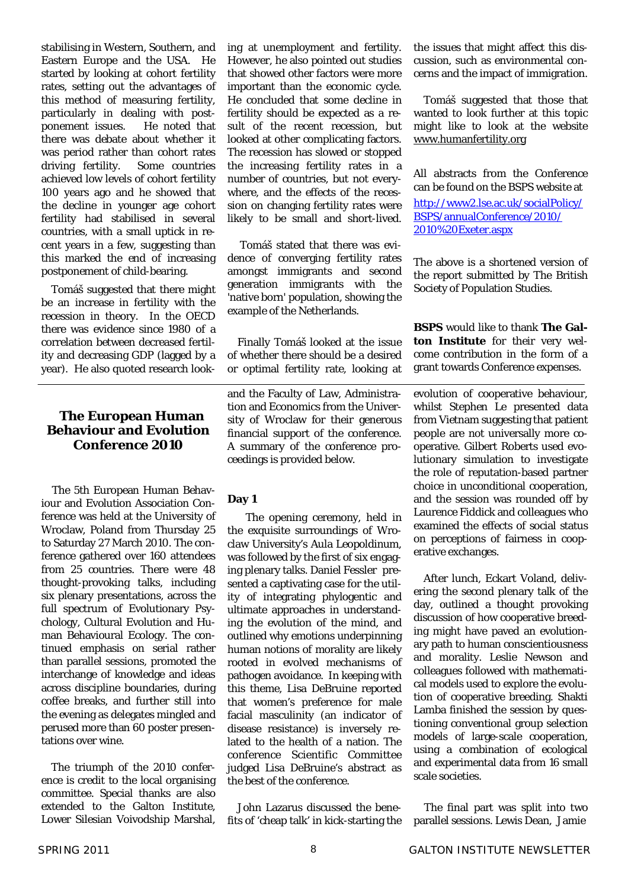stabilising in Western, Southern, and Eastern Europe and the USA. He started by looking at cohort fertility rates, setting out the advantages of this method of measuring fertility, particularly in dealing with postponement issues. He noted that there was debate about whether it was period rather than cohort rates driving fertility. Some countries achieved low levels of cohort fertility 100 years ago and he showed that the decline in younger age cohort fertility had stabilised in several countries, with a small uptick in recent years in a few, suggesting than this marked the end of increasing postponement of child-bearing.

Tomáš suggested that there might be an increase in fertility with the recession in theory. In the OECD there was evidence since 1980 of a correlation between decreased fertility and decreasing GDP (lagged by a year). He also quoted research looking at unemployment and fertility. However, he also pointed out studies that showed other factors were more important than the economic cycle. He concluded that some decline in fertility should be expected as a result of the recent recession, but looked at other complicating factors. The recession has slowed or stopped the increasing fertility rates in a number of countries, but not everywhere, and the effects of the recession on changing fertility rates were likely to be small and short-lived.

Tomáš stated that there was evidence of converging fertility rates amongst immigrants and second generation immigrants with the 'native born' population, showing the example of the Netherlands.

Finally Tomáš looked at the issue of whether there should be a desired or optimal fertility rate, looking at the issues that might affect this discussion, such as environmental concerns and the impact of immigration.

Tomáš suggested that those that wanted to look further at this topic might like to look at the website www.humanfertility.org

All abstracts from the Conference can be found on the BSPS website at http://www2.lse.ac.uk/socialPolicy/BSPS/annualConference/2010/2010%20Exeter.aspx

The above is a shortened version of the report submitted by The British Society of Population Studies.

**BSPS** would like to thank **The Galton Institute** for their very welcome contribution in the form of a grant towards Conference expenses.

---

## The European Human Behaviour and Evolution Conference 2010

The 5th European Human Behaviour and Evolution Association Conference was held at the University of Wroclaw, Poland from Thursday 25 to Saturday 27 March 2010. The conference gathered over 160 attendees from 25 countries. There were 48 thought-provoking talks, including six plenary presentations, across the full spectrum of Evolutionary Psychology, Cultural Evolution and Human Behavioural Ecology. The continued emphasis on serial rather than parallel sessions, promoted the interchange of knowledge and ideas across discipline boundaries, during coffee breaks, and further still into the evening as delegates mingled and perused more than 60 poster presentations over wine.

The triumph of the 2010 conference is credit to the local organising committee. Special thanks are also extended to the Galton Institute, Lower Silesian Voivodship Marshal, and the Faculty of Law, Administration and Economics from the University of Wroclaw for their generous financial support of the conference. A summary of the conference proceedings is provided below.

### Day 1

The opening ceremony, held in the exquisite surroundings of Wroclaw University's Aula Leopoldinum, was followed by the first of six engaging plenary talks. Daniel Fessler presented a captivating case for the utility of integrating phylogentic and ultimate approaches in understanding the evolution of the mind, and outlined why emotions underpinning human notions of morality are likely rooted in evolved mechanisms of pathogen avoidance. In keeping with this theme, Lisa DeBruine reported that women's preference for male facial masculinity (an indicator of disease resistance) is inversely related to the health of a nation. The conference Scientific Committee judged Lisa DeBruine's abstract as the best of the conference.

John Lazarus discussed the benefits of 'cheap talk' in kick-starting the evolution of cooperative behaviour, whilst Stephen Le presented data from Vietnam suggesting that patient people are not universally more cooperative. Gilbert Roberts used evolutionary simulation to investigate the role of reputation-based partner choice in unconditional cooperation, and the session was rounded off by Laurence Fiddick and colleagues who examined the effects of social status on perceptions of fairness in cooperative exchanges.

After lunch, Eckart Voland, delivering the second plenary talk of the day, outlined a thought provoking discussion of how cooperative breeding might have paved an evolutionary path to human conscientiousness and morality. Leslie Newson and colleagues followed with mathematical models used to explore the evolution of cooperative breeding. Shakti Lamba finished the session by questioning conventional group selection models of large-scale cooperation, using a combination of ecological and experimental data from 16 small scale societies.

The final part was split into two parallel sessions. Lewis Dean, Jamie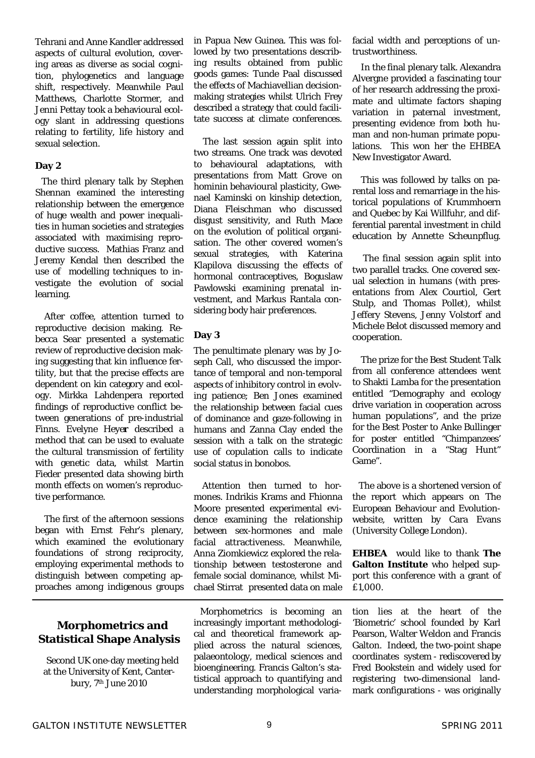Tehrani and Anne Kandler addressed aspects of cultural evolution, covering areas as diverse as social cognition, phylogenetics and language shift, respectively. Meanwhile Paul Matthews, Charlotte Stormer, and Jenni Pettay took a behavioural ecology slant in addressing questions relating to fertility, life history and sexual selection.

**Day 2**

The third plenary talk by Stephen Shennan examined the interesting relationship between the emergence of huge wealth and power inequalities in human societies and strategies associated with maximising reproductive success. Mathias Franz and Jeremy Kendal then described the use of modelling techniques to investigate the evolution of social learning.

After coffee, attention turned to reproductive decision making. Rebecca Sear presented a systematic review of reproductive decision making suggesting that kin influence fertility, but that the precise effects are dependent on kin category and ecology. Mirkka Lahdenpera reported findings of reproductive conflict between generations of pre-industrial Finns. Evelyne Heyer described a method that can be used to evaluate the cultural transmission of fertility with genetic data, whilst Martin Fieder presented data showing birth month effects on women's reproductive performance.

The first of the afternoon sessions began with Ernst Fehr's plenary, which examined the evolutionary foundations of strong reciprocity, employing experimental methods to distinguish between competing approaches among indigenous groups in Papua New Guinea. This was followed by two presentations describing results obtained from public goods games: Tunde Paal discussed the effects of Machiavellian decision-making strategies whilst Ulrich Frey described a strategy that could facilitate success at climate conferences.

The last session again split into two streams. One track was devoted to behavioural adaptations, with presentations from Matt Grove on hominin behavioural plasticity, Gwenael Kaminski on kinship detection, Diana Fleischman who discussed disgust sensitivity, and Ruth Mace on the evolution of political organisation. The other covered women's sexual strategies, with Katerina Klapilova discussing the effects of hormonal contraceptives, Boguslaw Pawlowski examining prenatal investment, and Markus Rantala considering body hair preferences.

**Day 3**

The penultimate plenary was by Joseph Call, who discussed the importance of temporal and non-temporal aspects of inhibitory control in evolving patience; Ben Jones examined the relationship between facial cues of dominance and gaze-following in humans and Zanna Clay ended the session with a talk on the strategic use of copulation calls to indicate social status in bonobos.

Attention then turned to hormones. Indrikis Krams and Fhionna Moore presented experimental evidence examining the relationship between sex-hormones and male facial attractiveness. Meanwhile, Anna Ziomkiewicz explored the relationship between testosterone and female social dominance, whilst Michael Stirrat presented data on male facial width and perceptions of untrustworthiness.

In the final plenary talk. Alexandra Alvergne provided a fascinating tour of her research addressing the proximate and ultimate factors shaping variation in paternal investment, presenting evidence from both human and non-human primate populations. This won her the EHBEA New Investigator Award.

This was followed by talks on parental loss and remarriage in the historical populations of Krummhoern and Quebec by Kai Willfuhr, and differential parental investment in child education by Annette Scheunpflug.

The final session again split into two parallel tracks. One covered sexual selection in humans (with presentations from Alex Courtiol, Gert Stulp, and Thomas Pollet), whilst Jeffery Stevens, Jenny Volstorf and Michele Belot discussed memory and cooperation.

The prize for the Best Student Talk from all conference attendees went to Shakti Lamba for the presentation entitled "Demography and ecology drive variation in cooperation across human populations", and the prize for the Best Poster to Anke Bullinger for poster entitled "Chimpanzees' Coordination in a "Stag Hunt" Game".

The above is a shortened version of the report which appears on The European Behaviour and Evolution-website, written by Cara Evans (University College London).

**EHBEA** would like to thank **The Galton Institute** who helped support this conference with a grant of £1,000.

---

## Morphometrics and Statistical Shape Analysis

Second UK one-day meeting held at the University of Kent, Canterbury, 7th June 2010

Morphometrics is becoming an increasingly important methodological and theoretical framework applied across the natural sciences, palaeontology, medical sciences and bioengineering. Francis Galton's statistical approach to quantifying and understanding morphological variation lies at the heart of the 'Biometric' school founded by Karl Pearson, Walter Weldon and Francis Galton. Indeed, the two-point shape coordinates system - rediscovered by Fred Bookstein and widely used for registering two-dimensional landmark configurations - was originally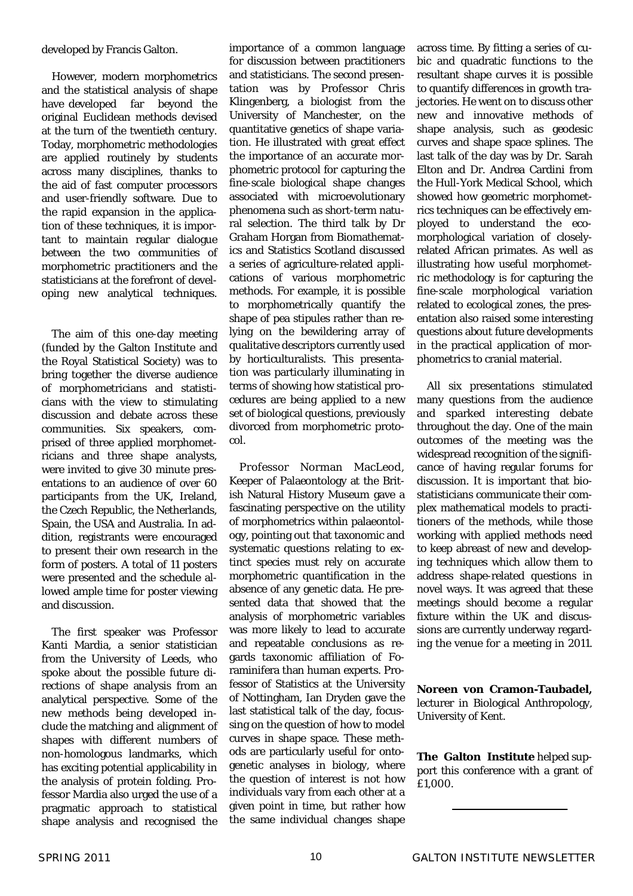developed by Francis Galton.

However, modern morphometrics and the statistical analysis of shape have developed far beyond the original Euclidean methods devised at the turn of the twentieth century. Today, morphometric methodologies are applied routinely by students across many disciplines, thanks to the aid of fast computer processors and user-friendly software. Due to the rapid expansion in the application of these techniques, it is important to maintain regular dialogue between the two communities of morphometric practitioners and the statisticians at the forefront of developing new analytical techniques.

The aim of this one-day meeting (funded by the Galton Institute and the Royal Statistical Society) was to bring together the diverse audience of morphometricians and statisticians with the view to stimulating discussion and debate across these communities. Six speakers, comprised of three applied morphometricians and three shape analysts, were invited to give 30 minute presentations to an audience of over 60 participants from the UK, Ireland, the Czech Republic, the Netherlands, Spain, the USA and Australia. In addition, registrants were encouraged to present their own research in the form of posters. A total of 11 posters were presented and the schedule allowed ample time for poster viewing and discussion.

The first speaker was Professor Kanti Mardia, a senior statistician from the University of Leeds, who spoke about the possible future directions of shape analysis from an analytical perspective. Some of the new methods being developed include the matching and alignment of shapes with different numbers of non-homologous landmarks, which has exciting potential applicability in the analysis of protein folding. Professor Mardia also urged the use of a pragmatic approach to statistical shape analysis and recognised the importance of a common language for discussion between practitioners and statisticians. The second presentation was by Professor Chris Klingenberg, a biologist from the University of Manchester, on the quantitative genetics of shape variation. He illustrated with great effect the importance of an accurate morphometric protocol for capturing the fine-scale biological shape changes associated with microevolutionary phenomena such as short-term natural selection. The third talk by Dr Graham Horgan from Biomathematics and Statistics Scotland discussed a series of agriculture-related applications of various morphometric methods. For example, it is possible to morphometrically quantify the shape of pea stipules rather than relying on the bewildering array of qualitative descriptors currently used by horticulturalists. This presentation was particularly illuminating in terms of showing how statistical procedures are being applied to a new set of biological questions, previously divorced from morphometric protocol.

Professor Norman MacLeod, Keeper of Palaeontology at the British Natural History Museum gave a fascinating perspective on the utility of morphometrics within palaeontology, pointing out that taxonomic and systematic questions relating to extinct species must rely on accurate morphometric quantification in the absence of any genetic data. He presented data that showed that the analysis of morphometric variables was more likely to lead to accurate and repeatable conclusions as regards taxonomic affiliation of Foraminifera than human experts. Professor of Statistics at the University of Nottingham, Ian Dryden gave the last statistical talk of the day, focussing on the question of how to model curves in shape space. These methods are particularly useful for ontogenetic analyses in biology, where the question of interest is not how individuals vary from each other at a given point in time, but rather how the same individual changes shape across time. By fitting a series of cubic and quadratic functions to the resultant shape curves it is possible to quantify differences in growth trajectories. He went on to discuss other new and innovative methods of shape analysis, such as geodesic curves and shape space splines. The last talk of the day was by Dr. Sarah Elton and Dr. Andrea Cardini from the Hull-York Medical School, which showed how geometric morphometrics techniques can be effectively employed to understand the ecomorphological variation of closely-related African primates. As well as illustrating how useful morphometric methodology is for capturing the fine-scale morphological variation related to ecological zones, the presentation also raised some interesting questions about future developments in the practical application of morphometrics to cranial material.

All six presentations stimulated many questions from the audience and sparked interesting debate throughout the day. One of the main outcomes of the meeting was the widespread recognition of the significance of having regular forums for discussion. It is important that biostatisticians communicate their complex mathematical models to practitioners of the methods, while those working with applied methods need to keep abreast of new and developing techniques which allow them to address shape-related questions in novel ways. It was agreed that these meetings should become a regular fixture within the UK and discussions are currently underway regarding the venue for a meeting in 2011.

**Noreen von Cramon-Taubadel,** lecturer in Biological Anthropology, University of Kent.

**The Galton Institute** helped support this conference with a grant of £1,000.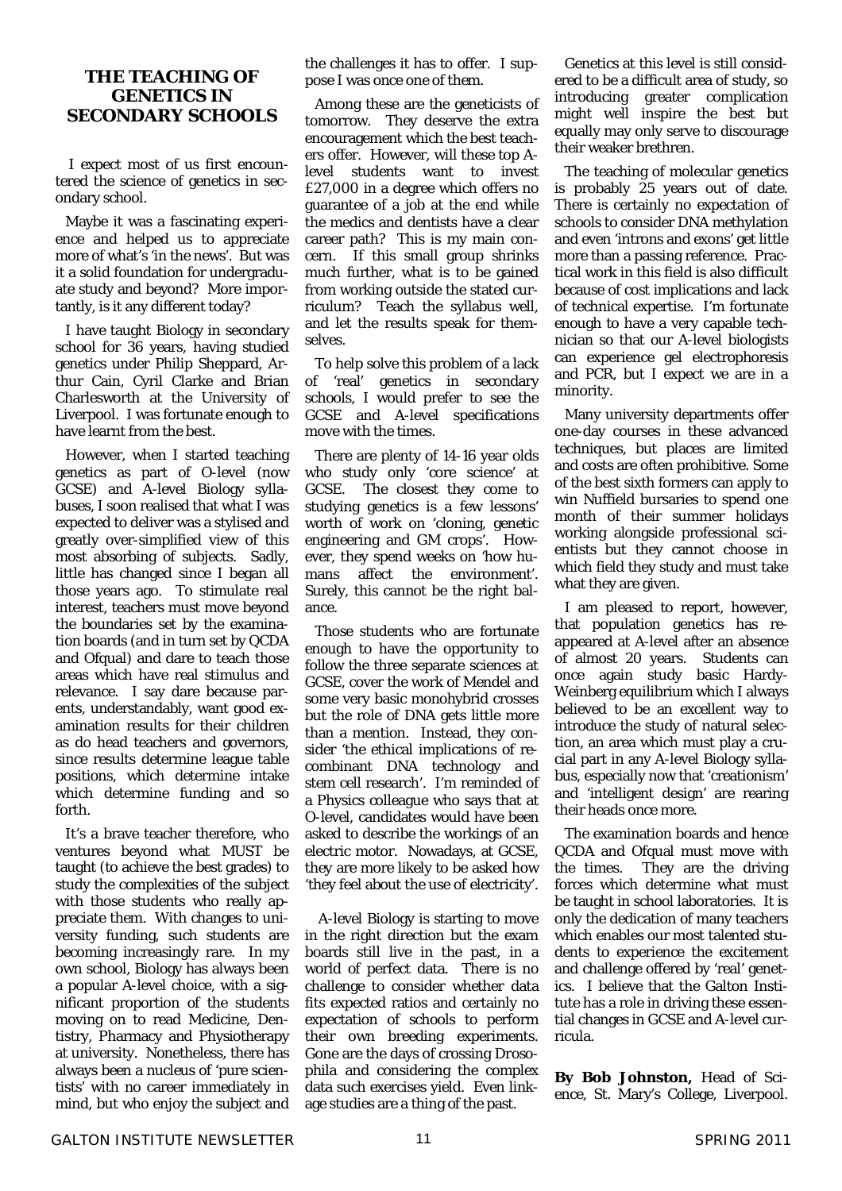## THE TEACHING OF GENETICS IN SECONDARY SCHOOLS

I expect most of us first encountered the science of genetics in secondary school.

Maybe it was a fascinating experience and helped us to appreciate more of what's 'in the news'. But was it a solid foundation for undergraduate study and beyond? More importantly, is it any different today?

I have taught Biology in secondary school for 36 years, having studied genetics under Philip Sheppard, Arthur Cain, Cyril Clarke and Brian Charlesworth at the University of Liverpool. I was fortunate enough to have learnt from the best.

However, when I started teaching genetics as part of O-level (now GCSE) and A-level Biology syllabuses, I soon realised that what I was expected to deliver was a stylised and greatly over-simplified view of this most absorbing of subjects. Sadly, little has changed since I began all those years ago. To stimulate real interest, teachers must move beyond the boundaries set by the examination boards (and in turn set by QCDA and Ofqual) and dare to teach those areas which have real stimulus and relevance. I say dare because parents, understandably, want good examination results for their children as do head teachers and governors, since results determine league table positions, which determine intake which determine funding and so forth.

It's a brave teacher therefore, who ventures beyond what MUST be taught (to achieve the best grades) to study the complexities of the subject with those students who really appreciate them. With changes to university funding, such students are becoming increasingly rare. In my own school, Biology has always been a popular A-level choice, with a significant proportion of the students moving on to read Medicine, Dentistry, Pharmacy and Physiotherapy at university. Nonetheless, there has always been a nucleus of 'pure scientists' with no career immediately in mind, but who enjoy the subject and the challenges it has to offer. I suppose I was once one of them.

Among these are the geneticists of tomorrow. They deserve the extra encouragement which the best teachers offer. However, will these top A-level students want to invest £27,000 in a degree which offers no guarantee of a job at the end while the medics and dentists have a clear career path? This is my main concern. If this small group shrinks much further, what is to be gained from working outside the stated curriculum? Teach the syllabus well, and let the results speak for themselves.

To help solve this problem of a lack of 'real' genetics in secondary schools, I would prefer to see the GCSE and A-level specifications move with the times.

There are plenty of 14-16 year olds who study only 'core science' at GCSE. The closest they come to studying genetics is a few lessons' worth of work on 'cloning, genetic engineering and GM crops'. However, they spend weeks on 'how humans affect the environment'. Surely, this cannot be the right balance.

Those students who are fortunate enough to have the opportunity to follow the three separate sciences at GCSE, cover the work of Mendel and some very basic monohybrid crosses but the role of DNA gets little more than a mention. Instead, they consider 'the ethical implications of recombinant DNA technology and stem cell research'. I'm reminded of a Physics colleague who says that at O-level, candidates would have been asked to describe the workings of an electric motor. Nowadays, at GCSE, they are more likely to be asked how 'they feel about the use of electricity'.

A-level Biology is starting to move in the right direction but the exam boards still live in the past, in a world of perfect data. There is no challenge to consider whether data fits expected ratios and certainly no expectation of schools to perform their own breeding experiments. Gone are the days of crossing *Drosophila* and considering the complex data such exercises yield. Even linkage studies are a thing of the past.

Genetics at this level is still considered to be a difficult area of study, so introducing greater complication might well inspire the best but equally may only serve to discourage their weaker brethren.

The teaching of molecular genetics is probably 25 years out of date. There is certainly no expectation of schools to consider DNA methylation and even 'introns and exons' get little more than a passing reference. Practical work in this field is also difficult because of cost implications and lack of technical expertise. I'm fortunate enough to have a very capable technician so that our A-level biologists can experience gel electrophoresis and PCR, but I expect we are in a minority.

Many university departments offer one-day courses in these advanced techniques, but places are limited and costs are often prohibitive. Some of the best sixth formers can apply to win Nuffield bursaries to spend one month of their summer holidays working alongside professional scientists but they cannot choose in which field they study and must take what they are given.

I am pleased to report, however, that population genetics has reappeared at A-level after an absence of almost 20 years. Students can once again study basic Hardy-Weinberg equilibrium which I always believed to be an excellent way to introduce the study of natural selection, an area which must play a crucial part in any A-level Biology syllabus, especially now that 'creationism' and 'intelligent design' are rearing their heads once more.

The examination boards and hence QCDA and Ofqual must move with the times. They are the driving forces which determine what must be taught in school laboratories. It is only the dedication of many teachers which enables our most talented students to experience the excitement and challenge offered by 'real' genetics. I believe that the Galton Institute has a role in driving these essential changes in GCSE and A-level curricula.

**By Bob Johnston,** Head of Science, St. Mary's College, Liverpool.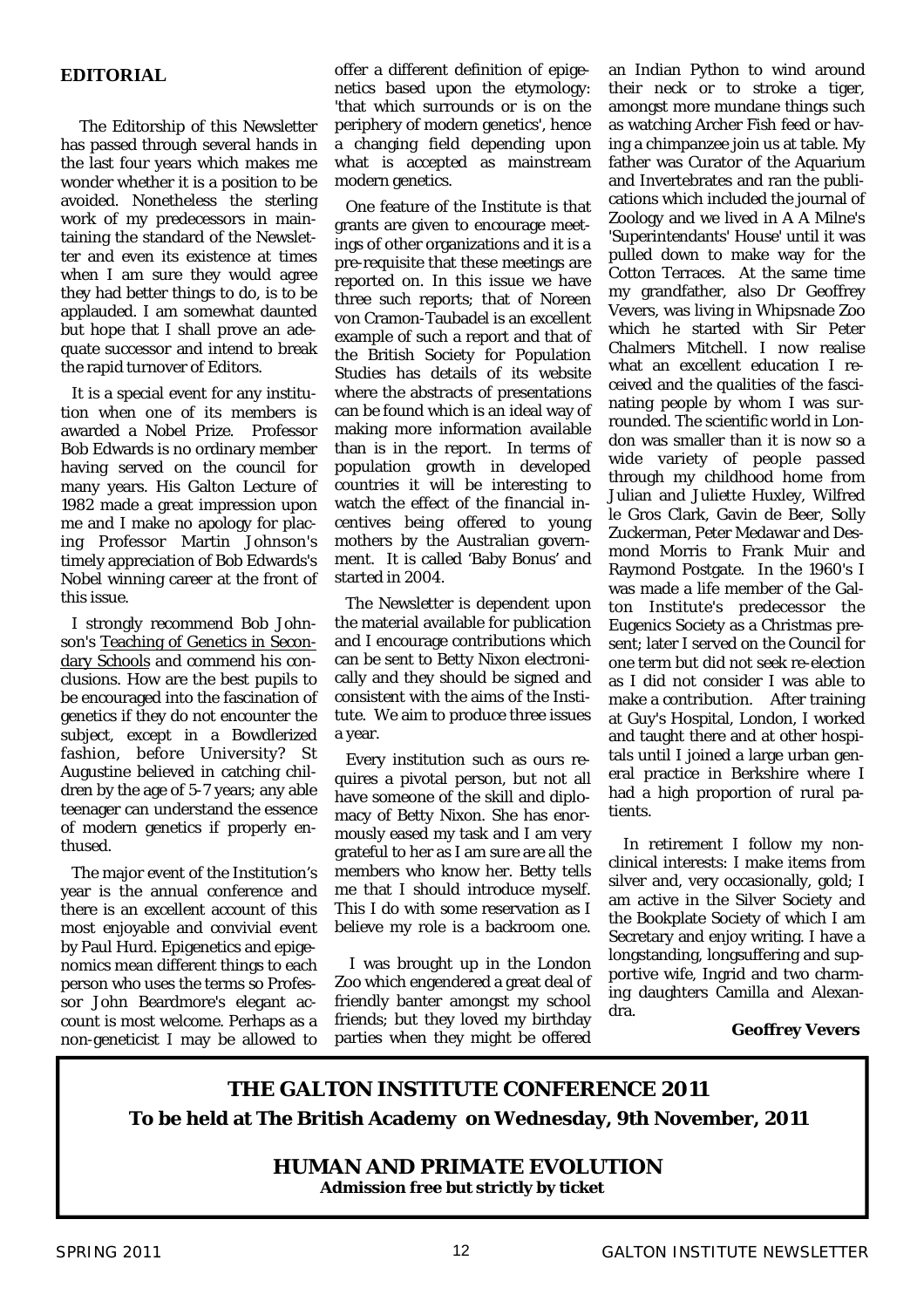## EDITORIAL

The Editorship of this Newsletter has passed through several hands in the last four years which makes me wonder whether it is a position to be avoided. Nonetheless the sterling work of my predecessors in maintaining the standard of the Newsletter and even its existence at times when I am sure they would agree they had better things to do, is to be applauded. I am somewhat daunted but hope that I shall prove an adequate successor and intend to break the rapid turnover of Editors.

It is a special event for any institution when one of its members is awarded a Nobel Prize. Professor Bob Edwards is no ordinary member having served on the council for many years. His Galton Lecture of 1982 made a great impression upon me and I make no apology for placing Professor Martin Johnson's timely appreciation of Bob Edwards's Nobel winning career at the front of this issue.

I strongly recommend Bob Johnson's Teaching of Genetics in Secondary Schools and commend his conclusions. How are the best pupils to be encouraged into the fascination of genetics if they do not encounter the subject, except in a Bowdlerized fashion, before University? St Augustine believed in catching children by the age of 5-7 years; any able teenager can understand the essence of modern genetics if properly enthused.

The major event of the Institution's year is the annual conference and there is an excellent account of this most enjoyable and convivial event by Paul Hurd. Epigenetics and epigenomics mean different things to each person who uses the terms so Professor John Beardmore's elegant account is most welcome. Perhaps as a non-geneticist I may be allowed to offer a different definition of epigenetics based upon the etymology: 'that which surrounds or is on the periphery of modern genetics', hence a changing field depending upon what is accepted as mainstream modern genetics.

One feature of the Institute is that grants are given to encourage meetings of other organizations and it is a pre-requisite that these meetings are reported on. In this issue we have three such reports; that of Noreen von Cramon-Taubadel is an excellent example of such a report and that of the British Society for Population Studies has details of its website where the abstracts of presentations can be found which is an ideal way of making more information available than is in the report. In terms of population growth in developed countries it will be interesting to watch the effect of the financial incentives being offered to young mothers by the Australian government. It is called 'Baby Bonus' and started in 2004.

The Newsletter is dependent upon the material available for publication and I encourage contributions which can be sent to Betty Nixon electronically and they should be signed and consistent with the aims of the Institute. We aim to produce three issues a year.

Every institution such as ours requires a pivotal person, but not all have someone of the skill and diplomacy of Betty Nixon. She has enormously eased my task and I am very grateful to her as I am sure are all the members who know her. Betty tells me that I should introduce myself. This I do with some reservation as I believe my role is a backroom one.

I was brought up in the London Zoo which engendered a great deal of friendly banter amongst my school friends; but they loved my birthday parties when they might be offered an Indian Python to wind around their neck or to stroke a tiger, amongst more mundane things such as watching Archer Fish feed or having a chimpanzee join us at table. My father was Curator of the Aquarium and Invertebrates and ran the publications which included the journal of Zoology and we lived in A A Milne's 'Superintendants' House' until it was pulled down to make way for the Cotton Terraces. At the same time my grandfather, also Dr Geoffrey Vevers, was living in Whipsnade Zoo which he started with Sir Peter Chalmers Mitchell. I now realise what an excellent education I received and the qualities of the fascinating people by whom I was surrounded. The scientific world in London was smaller than it is now so a wide variety of people passed through my childhood home from Julian and Juliette Huxley, Wilfred le Gros Clark, Gavin de Beer, Solly Zuckerman, Peter Medawar and Desmond Morris to Frank Muir and Raymond Postgate. In the 1960's I was made a life member of the Galton Institute's predecessor the Eugenics Society as a Christmas present; later I served on the Council for one term but did not seek re-election as I did not consider I was able to make a contribution. After training at Guy's Hospital, London, I worked and taught there and at other hospitals until I joined a large urban general practice in Berkshire where I had a high proportion of rural patients.

In retirement I follow my non-clinical interests: I make items from silver and, very occasionally, gold; I am active in the Silver Society and the Bookplate Society of which I am Secretary and enjoy writing. I have a longstanding, longsuffering and supportive wife, Ingrid and two charming daughters Camilla and Alexandra.

**Geoffrey Vevers**

## THE GALTON INSTITUTE CONFERENCE 2011

**To be held at The British Academy on Wednesday, 9th November, 2011**

### HUMAN AND PRIMATE EVOLUTION

**Admission free but strictly by ticket**